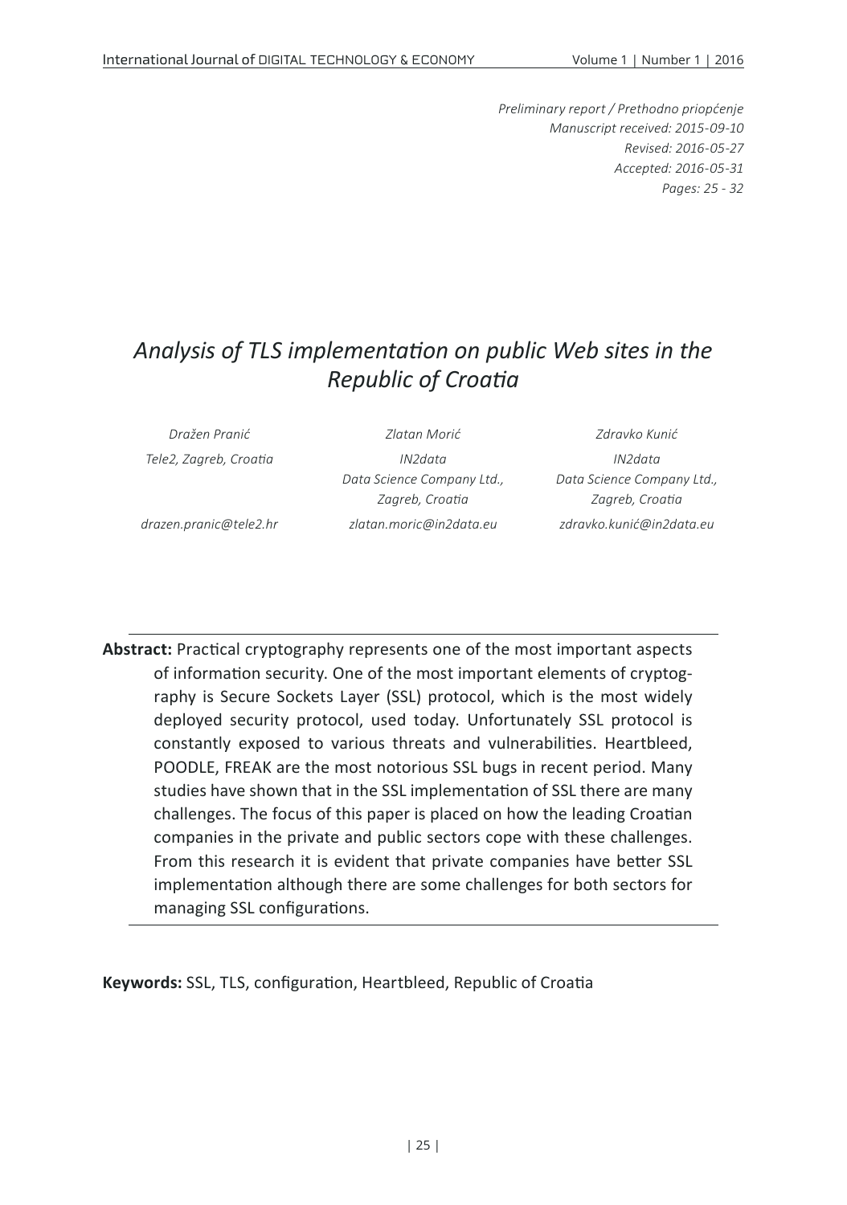*Preliminary report / Prethodno priopćenje*
*Manuscript received: 2015-09-10*
*Revised: 2016-05-27*
*Accepted: 2016-05-31*
*Pages: 25 - 32*

# *Analysis of TLS implementation on public Web sites in the Republic of Croatia*

*Dražen Pranić*
*Tele2, Zagreb, Croatia*
*drazen.pranic@tele2.hr*

*Zlatan Morić*
*IN2data*
*Data Science Company Ltd., Zagreb, Croatia*
*zlatan.moric@in2data.eu*

*Zdravko Kunić*
*IN2data*
*Data Science Company Ltd., Zagreb, Croatia*
*zdravko.kunić@in2data.eu*

**Abstract:** Practical cryptography represents one of the most important aspects of information security. One of the most important elements of cryptography is Secure Sockets Layer (SSL) protocol, which is the most widely deployed security protocol, used today. Unfortunately SSL protocol is constantly exposed to various threats and vulnerabilities. Heartbleed, POODLE, FREAK are the most notorious SSL bugs in recent period. Many studies have shown that in the SSL implementation of SSL there are many challenges. The focus of this paper is placed on how the leading Croatian companies in the private and public sectors cope with these challenges. From this research it is evident that private companies have better SSL implementation although there are some challenges for both sectors for managing SSL configurations.

**Keywords:** SSL, TLS, configuration, Heartbleed, Republic of Croatia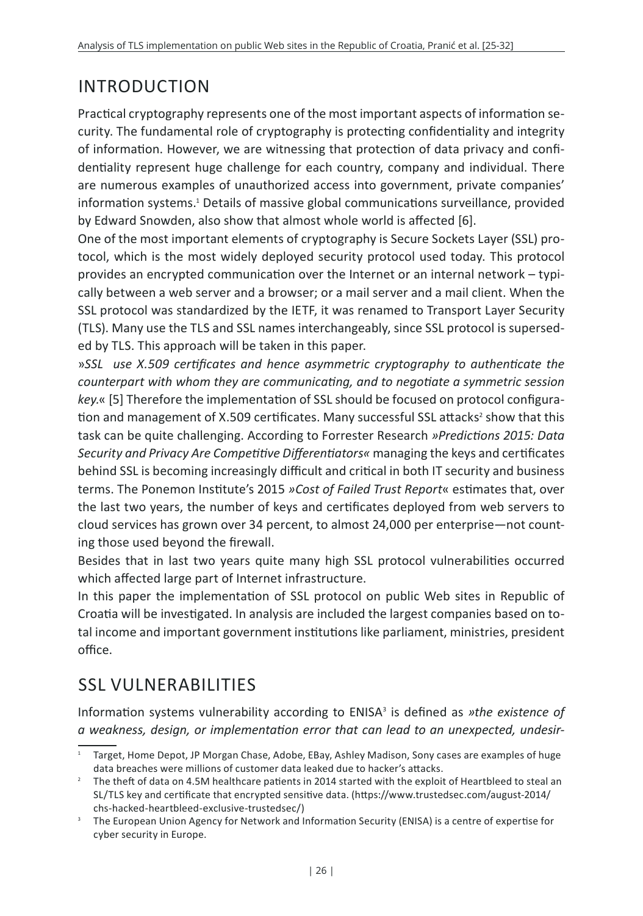## INTRODUCTION

Practical cryptography represents one of the most important aspects of information security. The fundamental role of cryptography is protecting confidentiality and integrity of information. However, we are witnessing that protection of data privacy and confidentiality represent huge challenge for each country, company and individual. There are numerous examples of unauthorized access into government, private companies' information systems.[1] Details of massive global communications surveillance, provided by Edward Snowden, also show that almost whole world is affected [6].

One of the most important elements of cryptography is Secure Sockets Layer (SSL) protocol, which is the most widely deployed security protocol used today. This protocol provides an encrypted communication over the Internet or an internal network – typically between a web server and a browser; or a mail server and a mail client. When the SSL protocol was standardized by the IETF, it was renamed to Transport Layer Security (TLS). Many use the TLS and SSL names interchangeably, since SSL protocol is superseded by TLS. This approach will be taken in this paper.

»*SSL use X.509 certificates and hence asymmetric cryptography to authenticate the counterpart with whom they are communicating, and to negotiate a symmetric session key.*« [5] Therefore the implementation of SSL should be focused on protocol configuration and management of X.509 certificates. Many successful SSL attacks[2] show that this task can be quite challenging. According to Forrester Research *»Predictions 2015: Data Security and Privacy Are Competitive Differentiators«* managing the keys and certificates behind SSL is becoming increasingly difficult and critical in both IT security and business terms. The Ponemon Institute's 2015 *»Cost of Failed Trust Report*« estimates that, over the last two years, the number of keys and certificates deployed from web servers to cloud services has grown over 34 percent, to almost 24,000 per enterprise—not counting those used beyond the firewall.

Besides that in last two years quite many high SSL protocol vulnerabilities occurred which affected large part of Internet infrastructure.

In this paper the implementation of SSL protocol on public Web sites in Republic of Croatia will be investigated. In analysis are included the largest companies based on total income and important government institutions like parliament, ministries, president office.

## SSL VULNERABILITIES

Information systems vulnerability according to ENISA[3] is defined as *»the existence of a weakness, design, or implementation error that can lead to an unexpected, undesir-*

---

[1] Target, Home Depot, JP Morgan Chase, Adobe, EBay, Ashley Madison, Sony cases are examples of huge data breaches were millions of customer data leaked due to hacker's attacks.

[2] The theft of data on 4.5M healthcare patients in 2014 started with the exploit of Heartbleed to steal an SL/TLS key and certificate that encrypted sensitive data. (https://www.trustedsec.com/august-2014/chs-hacked-heartbleed-exclusive-trustedsec/)

[3] The European Union Agency for Network and Information Security (ENISA) is a centre of expertise for cyber security in Europe.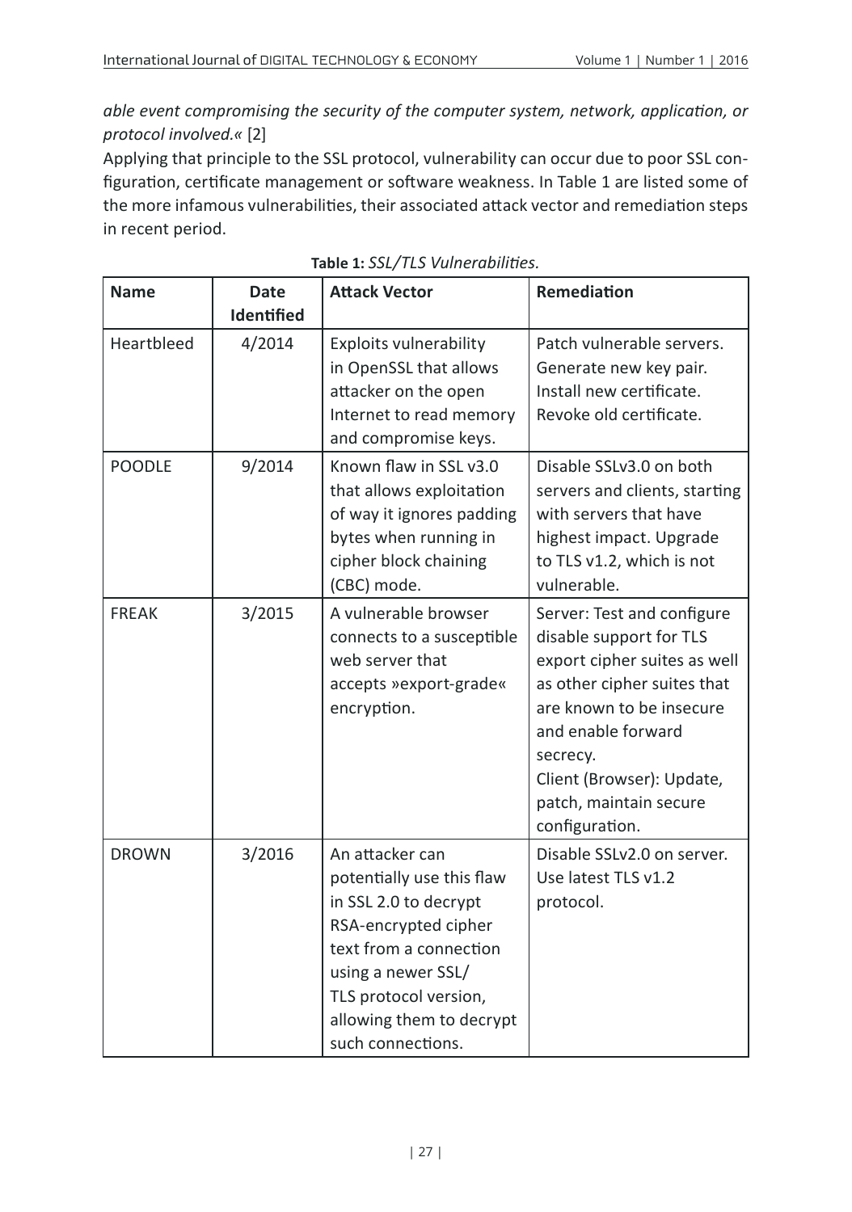*able event compromising the security of the computer system, network, application, or protocol involved.«* [2]

Applying that principle to the SSL protocol, vulnerability can occur due to poor SSL configuration, certificate management or software weakness. In Table 1 are listed some of the more infamous vulnerabilities, their associated attack vector and remediation steps in recent period.

**Table 1:** *SSL/TLS Vulnerabilities.*

| Name | Date Identified | Attack Vector | Remediation |
|---|---|---|---|
| Heartbleed | 4/2014 | Exploits vulnerability in OpenSSL that allows attacker on the open Internet to read memory and compromise keys. | Patch vulnerable servers. Generate new key pair. Install new certificate. Revoke old certificate. |
| POODLE | 9/2014 | Known flaw in SSL v3.0 that allows exploitation of way it ignores padding bytes when running in cipher block chaining (CBC) mode. | Disable SSLv3.0 on both servers and clients, starting with servers that have highest impact. Upgrade to TLS v1.2, which is not vulnerable. |
| FREAK | 3/2015 | A vulnerable browser connects to a susceptible web server that accepts »export-grade« encryption. | Server: Test and configure disable support for TLS export cipher suites as well as other cipher suites that are known to be insecure and enable forward secrecy. Client (Browser): Update, patch, maintain secure configuration. |
| DROWN | 3/2016 | An attacker can potentially use this flaw in SSL 2.0 to decrypt RSA-encrypted cipher text from a connection using a newer SSL/ TLS protocol version, allowing them to decrypt such connections. | Disable SSLv2.0 on server. Use latest TLS v1.2 protocol. |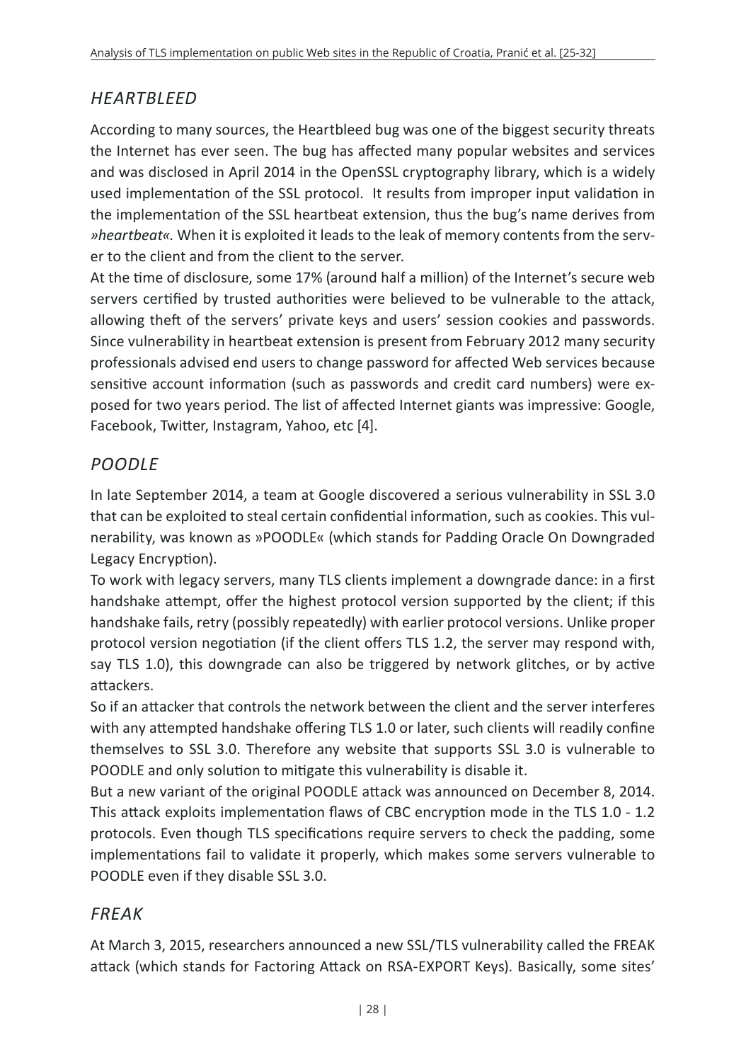## *HEARTBLEED*

According to many sources, the Heartbleed bug was one of the biggest security threats the Internet has ever seen. The bug has affected many popular websites and services and was disclosed in April 2014 in the OpenSSL cryptography library, which is a widely used implementation of the SSL protocol. It results from improper input validation in the implementation of the SSL heartbeat extension, thus the bug's name derives from *»heartbeat«.* When it is exploited it leads to the leak of memory contents from the server to the client and from the client to the server.

At the time of disclosure, some 17% (around half a million) of the Internet's secure web servers certified by trusted authorities were believed to be vulnerable to the attack, allowing theft of the servers' private keys and users' session cookies and passwords. Since vulnerability in heartbeat extension is present from February 2012 many security professionals advised end users to change password for affected Web services because sensitive account information (such as passwords and credit card numbers) were exposed for two years period. The list of affected Internet giants was impressive: Google, Facebook, Twitter, Instagram, Yahoo, etc [4].

## *POODLE*

In late September 2014, a team at Google discovered a serious vulnerability in SSL 3.0 that can be exploited to steal certain confidential information, such as cookies. This vulnerability, was known as »POODLE« (which stands for Padding Oracle On Downgraded Legacy Encryption).

To work with legacy servers, many TLS clients implement a downgrade dance: in a first handshake attempt, offer the highest protocol version supported by the client; if this handshake fails, retry (possibly repeatedly) with earlier protocol versions. Unlike proper protocol version negotiation (if the client offers TLS 1.2, the server may respond with, say TLS 1.0), this downgrade can also be triggered by network glitches, or by active attackers.

So if an attacker that controls the network between the client and the server interferes with any attempted handshake offering TLS 1.0 or later, such clients will readily confine themselves to SSL 3.0. Therefore any website that supports SSL 3.0 is vulnerable to POODLE and only solution to mitigate this vulnerability is disable it.

But a new variant of the original POODLE attack was announced on December 8, 2014. This attack exploits implementation flaws of CBC encryption mode in the TLS 1.0 - 1.2 protocols. Even though TLS specifications require servers to check the padding, some implementations fail to validate it properly, which makes some servers vulnerable to POODLE even if they disable SSL 3.0.

## *FREAK*

At March 3, 2015, researchers announced a new SSL/TLS vulnerability called the FREAK attack (which stands for Factoring Attack on RSA-EXPORT Keys). Basically, some sites'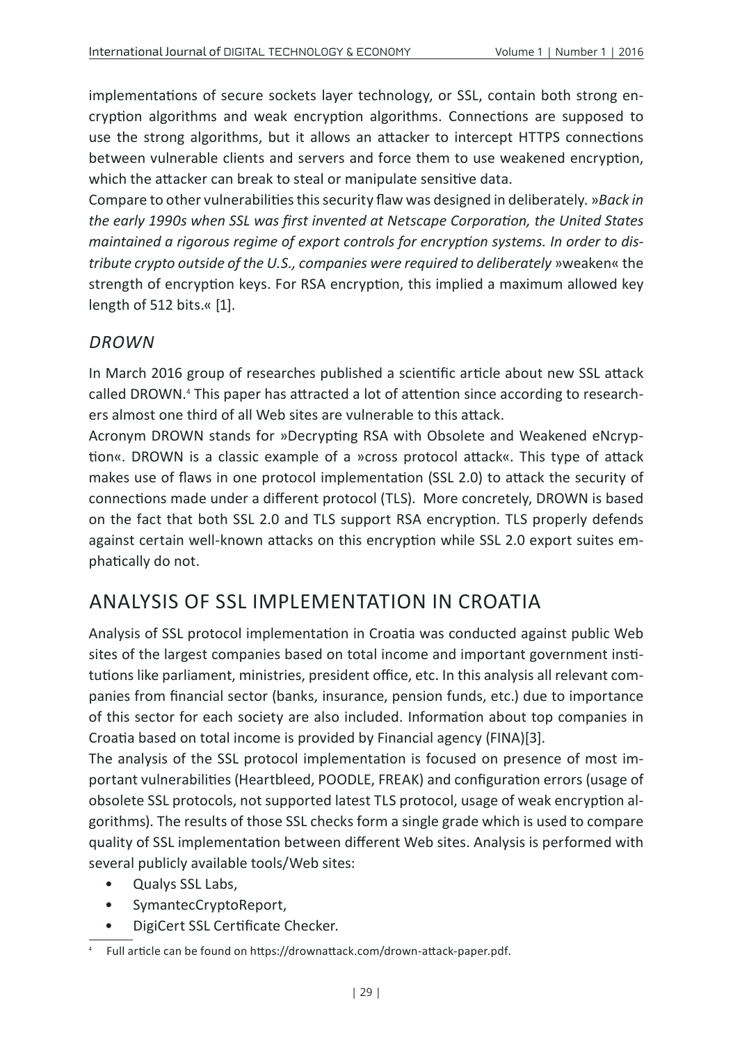implementations of secure sockets layer technology, or SSL, contain both strong encryption algorithms and weak encryption algorithms. Connections are supposed to use the strong algorithms, but it allows an attacker to intercept HTTPS connections between vulnerable clients and servers and force them to use weakened encryption, which the attacker can break to steal or manipulate sensitive data.

Compare to other vulnerabilities this security flaw was designed in deliberately. »*Back in the early 1990s when SSL was first invented at Netscape Corporation, the United States maintained a rigorous regime of export controls for encryption systems. In order to distribute crypto outside of the U.S., companies were required to deliberately* »weaken« the strength of encryption keys. For RSA encryption, this implied a maximum allowed key length of 512 bits.« [1].

### *DROWN*

In March 2016 group of researches published a scientific article about new SSL attack called DROWN.[4] This paper has attracted a lot of attention since according to researchers almost one third of all Web sites are vulnerable to this attack.

Acronym DROWN stands for »Decrypting RSA with Obsolete and Weakened eNcryption«. DROWN is a classic example of a »cross protocol attack«. This type of attack makes use of flaws in one protocol implementation (SSL 2.0) to attack the security of connections made under a different protocol (TLS). More concretely, DROWN is based on the fact that both SSL 2.0 and TLS support RSA encryption. TLS properly defends against certain well-known attacks on this encryption while SSL 2.0 export suites emphatically do not.

## ANALYSIS OF SSL IMPLEMENTATION IN CROATIA

Analysis of SSL protocol implementation in Croatia was conducted against public Web sites of the largest companies based on total income and important government institutions like parliament, ministries, president office, etc. In this analysis all relevant companies from financial sector (banks, insurance, pension funds, etc.) due to importance of this sector for each society are also included. Information about top companies in Croatia based on total income is provided by Financial agency (FINA)[3].

The analysis of the SSL protocol implementation is focused on presence of most important vulnerabilities (Heartbleed, POODLE, FREAK) and configuration errors (usage of obsolete SSL protocols, not supported latest TLS protocol, usage of weak encryption algorithms). The results of those SSL checks form a single grade which is used to compare quality of SSL implementation between different Web sites. Analysis is performed with several publicly available tools/Web sites:

- Qualys SSL Labs,
- SymantecCryptoReport,
- DigiCert SSL Certificate Checker.

[4] Full article can be found on https://drownattack.com/drown-attack-paper.pdf.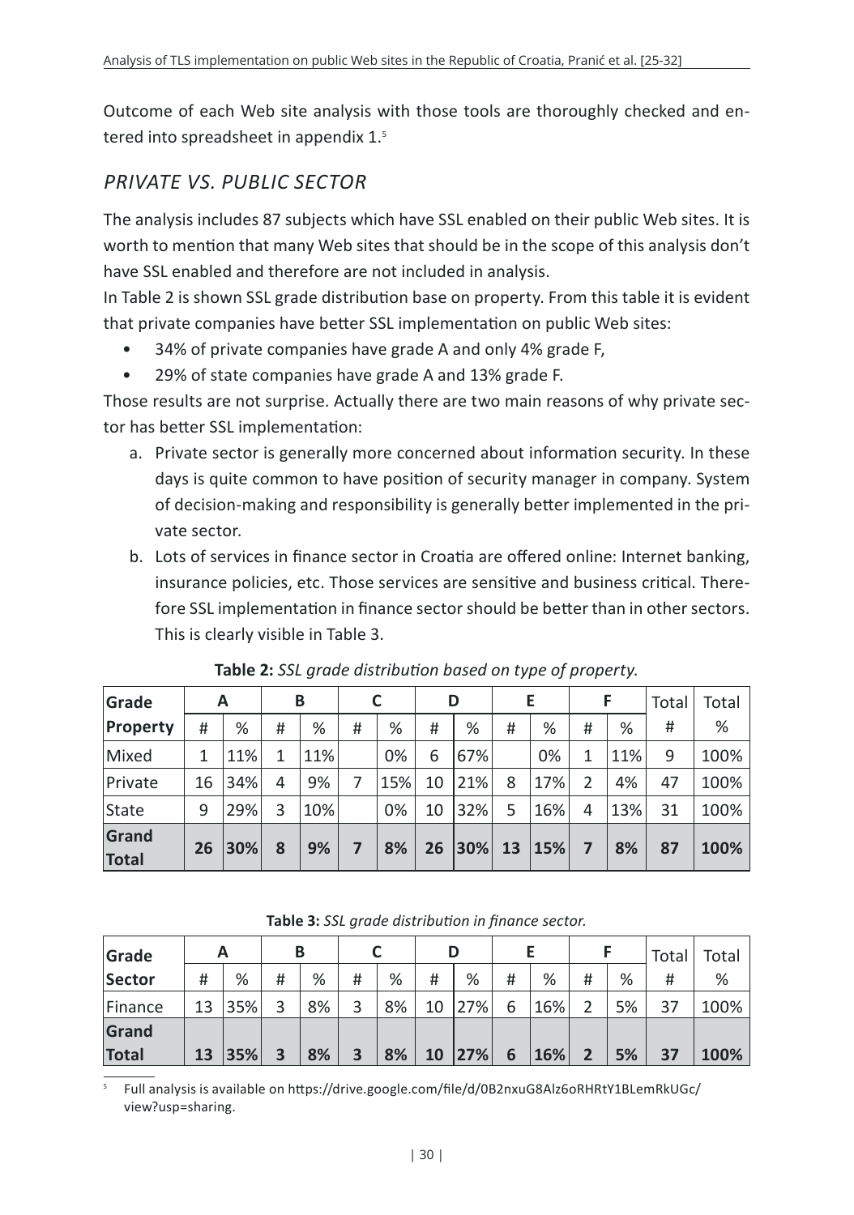Outcome of each Web site analysis with those tools are thoroughly checked and entered into spreadsheet in appendix 1.[5]

## PRIVATE VS. PUBLIC SECTOR

The analysis includes 87 subjects which have SSL enabled on their public Web sites. It is worth to mention that many Web sites that should be in the scope of this analysis don't have SSL enabled and therefore are not included in analysis.

In Table 2 is shown SSL grade distribution base on property. From this table it is evident that private companies have better SSL implementation on public Web sites:

- 34% of private companies have grade A and only 4% grade F,
- 29% of state companies have grade A and 13% grade F.

Those results are not surprise. Actually there are two main reasons of why private sector has better SSL implementation:

a. Private sector is generally more concerned about information security. In these days is quite common to have position of security manager in company. System of decision-making and responsibility is generally better implemented in the private sector.
b. Lots of services in finance sector in Croatia are offered online: Internet banking, insurance policies, etc. Those services are sensitive and business critical. Therefore SSL implementation in finance sector should be better than in other sectors. This is clearly visible in Table 3.

**Table 2:** *SSL grade distribution based on type of property.*

| Grade | A | | B | | C | | D | | E | | F | | Total | Total |
|---|---|---|---|---|---|---|---|---|---|---|---|---|---|---|
| **Property** | # | % | # | % | # | % | # | % | # | % | # | % | # | % |
| Mixed | 1 | 11% | 1 | 11% | | 0% | 6 | 67% | | 0% | 1 | 11% | 9 | 100% |
| Private | 16 | 34% | 4 | 9% | 7 | 15% | 10 | 21% | 8 | 17% | 2 | 4% | 47 | 100% |
| State | 9 | 29% | 3 | 10% | | 0% | 10 | 32% | 5 | 16% | 4 | 13% | 31 | 100% |
| **Grand Total** | **26** | **30%** | **8** | **9%** | **7** | **8%** | **26** | **30%** | **13** | **15%** | **7** | **8%** | **87** | **100%** |

**Table 3:** *SSL grade distribution in finance sector.*

| Grade | A | | B | | C | | D | | E | | F | | Total | Total |
|---|---|---|---|---|---|---|---|---|---|---|---|---|---|---|
| **Sector** | # | % | # | % | # | % | # | % | # | % | # | % | # | % |
| Finance | 13 | 35% | 3 | 8% | 3 | 8% | 10 | 27% | 6 | 16% | 2 | 5% | 37 | 100% |
| **Grand Total** | **13** | **35%** | **3** | **8%** | **3** | **8%** | **10** | **27%** | **6** | **16%** | **2** | **5%** | **37** | **100%** |

[5] Full analysis is available on https://drive.google.com/file/d/0B2nxuG8Alz6oRHRtY1BLemRkUGc/view?usp=sharing.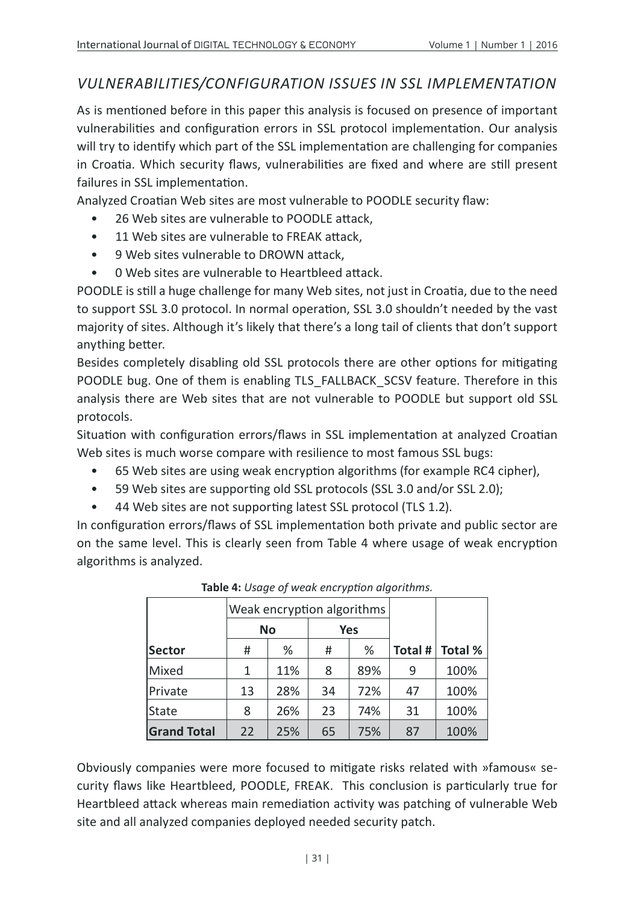## *VULNERABILITIES/CONFIGURATION ISSUES IN SSL IMPLEMENTATION*

As is mentioned before in this paper this analysis is focused on presence of important vulnerabilities and configuration errors in SSL protocol implementation. Our analysis will try to identify which part of the SSL implementation are challenging for companies in Croatia. Which security flaws, vulnerabilities are fixed and where are still present failures in SSL implementation.

Analyzed Croatian Web sites are most vulnerable to POODLE security flaw:

- 26 Web sites are vulnerable to POODLE attack,
- 11 Web sites are vulnerable to FREAK attack,
- 9 Web sites vulnerable to DROWN attack,
- 0 Web sites are vulnerable to Heartbleed attack.

POODLE is still a huge challenge for many Web sites, not just in Croatia, due to the need to support SSL 3.0 protocol. In normal operation, SSL 3.0 shouldn't needed by the vast majority of sites. Although it's likely that there's a long tail of clients that don't support anything better.

Besides completely disabling old SSL protocols there are other options for mitigating POODLE bug. One of them is enabling TLS_FALLBACK_SCSV feature. Therefore in this analysis there are Web sites that are not vulnerable to POODLE but support old SSL protocols.

Situation with configuration errors/flaws in SSL implementation at analyzed Croatian Web sites is much worse compare with resilience to most famous SSL bugs:

- 65 Web sites are using weak encryption algorithms (for example RC4 cipher),
- 59 Web sites are supporting old SSL protocols (SSL 3.0 and/or SSL 2.0);
- 44 Web sites are not supporting latest SSL protocol (TLS 1.2).

In configuration errors/flaws of SSL implementation both private and public sector are on the same level. This is clearly seen from Table 4 where usage of weak encryption algorithms is analyzed.

**Table 4:** *Usage of weak encryption algorithms.*

| | Weak encryption algorithms | | | | | |
|---|---|---|---|---|---|---|
| | No | | Yes | | | |
| **Sector** | # | % | # | % | **Total #** | **Total %** |
| Mixed | 1 | 11% | 8 | 89% | 9 | 100% |
| Private | 13 | 28% | 34 | 72% | 47 | 100% |
| State | 8 | 26% | 23 | 74% | 31 | 100% |
| **Grand Total** | 22 | 25% | 65 | 75% | 87 | 100% |

Obviously companies were more focused to mitigate risks related with »famous« security flaws like Heartbleed, POODLE, FREAK. This conclusion is particularly true for Heartbleed attack whereas main remediation activity was patching of vulnerable Web site and all analyzed companies deployed needed security patch.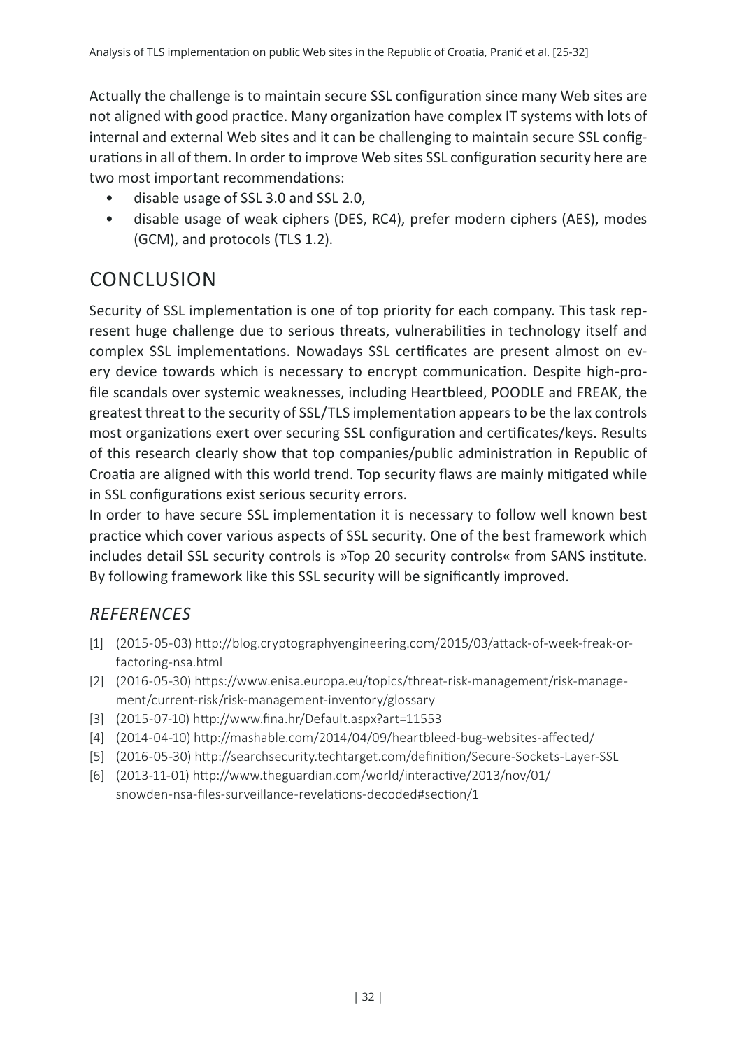Actually the challenge is to maintain secure SSL configuration since many Web sites are not aligned with good practice. Many organization have complex IT systems with lots of internal and external Web sites and it can be challenging to maintain secure SSL configurations in all of them. In order to improve Web sites SSL configuration security here are two most important recommendations:

- disable usage of SSL 3.0 and SSL 2.0,
- disable usage of weak ciphers (DES, RC4), prefer modern ciphers (AES), modes (GCM), and protocols (TLS 1.2).

## CONCLUSION

Security of SSL implementation is one of top priority for each company. This task represent huge challenge due to serious threats, vulnerabilities in technology itself and complex SSL implementations. Nowadays SSL certificates are present almost on every device towards which is necessary to encrypt communication. Despite high-profile scandals over systemic weaknesses, including Heartbleed, POODLE and FREAK, the greatest threat to the security of SSL/TLS implementation appears to be the lax controls most organizations exert over securing SSL configuration and certificates/keys. Results of this research clearly show that top companies/public administration in Republic of Croatia are aligned with this world trend. Top security flaws are mainly mitigated while in SSL configurations exist serious security errors.

In order to have secure SSL implementation it is necessary to follow well known best practice which cover various aspects of SSL security. One of the best framework which includes detail SSL security controls is »Top 20 security controls« from SANS institute. By following framework like this SSL security will be significantly improved.

## *REFERENCES*

[1] (2015-05-03) http://blog.cryptographyengineering.com/2015/03/attack-of-week-freak-or-factoring-nsa.html

[2] (2016-05-30) https://www.enisa.europa.eu/topics/threat-risk-management/risk-management/current-risk/risk-management-inventory/glossary

[3] (2015-07-10) http://www.fina.hr/Default.aspx?art=11553

[4] (2014-04-10) http://mashable.com/2014/04/09/heartbleed-bug-websites-affected/

[5] (2016-05-30) http://searchsecurity.techtarget.com/definition/Secure-Sockets-Layer-SSL

[6] (2013-11-01) http://www.theguardian.com/world/interactive/2013/nov/01/snowden-nsa-files-surveillance-revelations-decoded#section/1